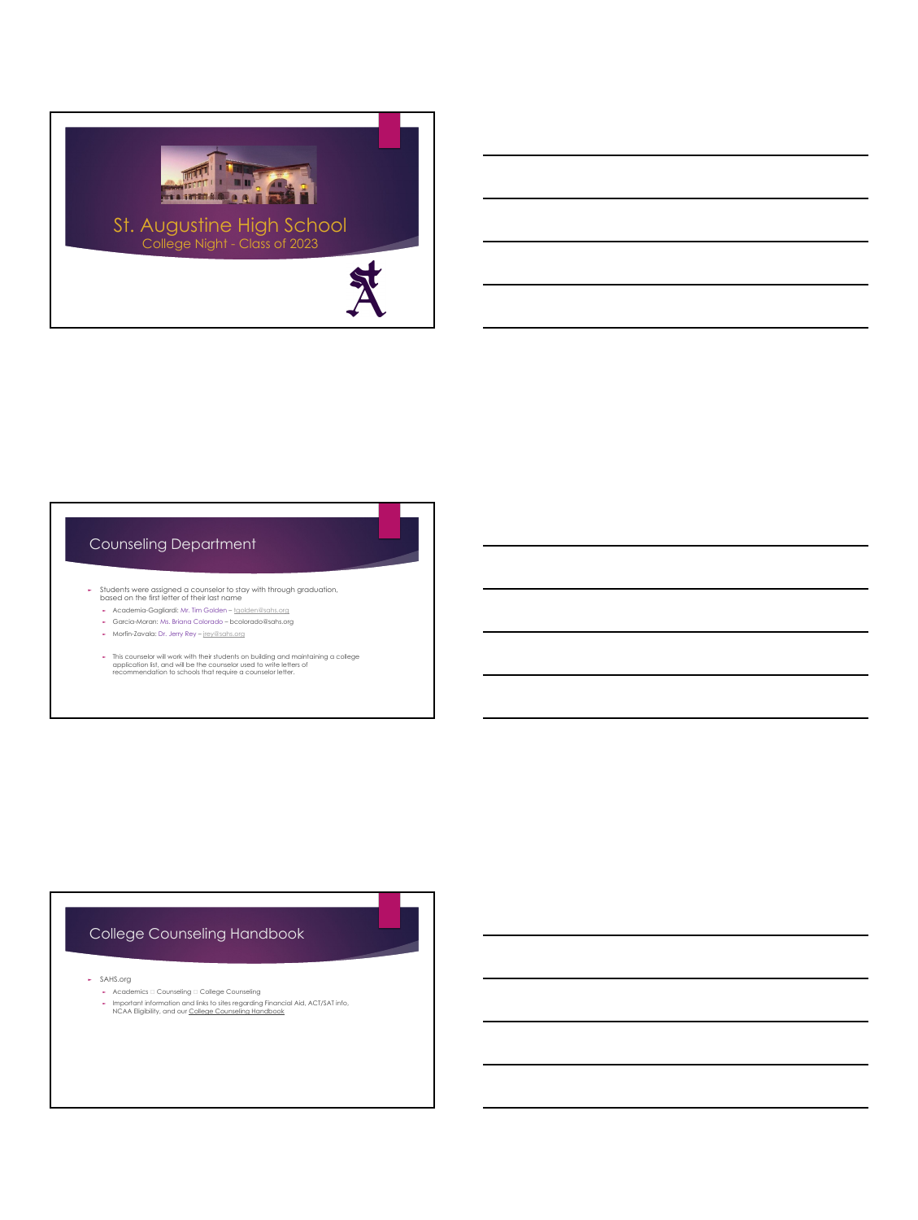# St. Augustine High School

## College Night - Class of 2023

## Counseling Department

- Students were assigned a counselor to stay with through graduation, based on the first letter of their last name
  - Academia-Gagliardi: Mr. Tim Golden – tgolden@sahs.org
  - Garcia-Moran: Ms. Briana Colorado – bcolorado@sahs.org
  - Morfin-Zavala: Dr. Jerry Rey – jrey@sahs.org

  - This counselor will work with their students on building and maintaining a college application list, and will be the counselor used to write letters of recommendation to schools that require a counselor letter.

## College Counseling Handbook

- SAHS.org
  - Academics □ Counseling □ College Counseling
  - Important information and links to sites regarding Financial Aid, ACT/SAT info, NCAA Eligibility, and our College Counseling Handbook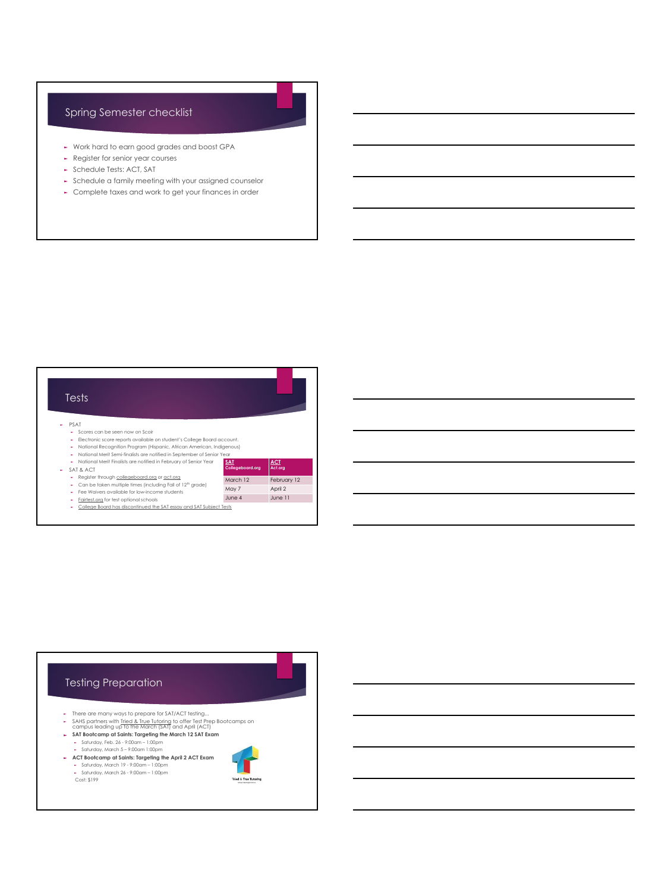## Spring Semester checklist

- Work hard to earn good grades and boost GPA
- Register for senior year courses
- Schedule Tests: ACT, SAT
- Schedule a family meeting with your assigned counselor
- Complete taxes and work to get your finances in order

## Tests

- PSAT
  - Scores can be seen now on Scoir
  - Electronic score reports available on student's College Board account.
  - National Recognition Program (Hispanic, African American, Indigenous)
  - National Merit Semi-finalists are notified in September of Senior Year
  - National Merit Finalists are notified in February of Senior Year
- SAT & ACT
  - Register through collegeboard.org or act.org
  - Can be taken multiple times (including Fall of 12th grade)
  - Fee Waivers available for low-income students
  - Fairtest.org for test optional schools
  - College Board has discontinued the SAT essay and SAT Subject Tests

| SAT Collegeboard.org | ACT Act.org |
| --- | --- |
| March 12 | February 12 |
| May 7 | April 2 |
| June 4 | June 11 |

## Testing Preparation

- There are many ways to prepare for SAT/ACT testing...
- SAHS partners with Tried & True Tutoring to offer Test Prep Bootcamps on campus leading up to the March (SAT) and April (ACT)
- **SAT Bootcamp at Saints: Targeting the March 12 SAT Exam**
  - Saturday, Feb. 26 - 9:00am – 1:00pm
  - Saturday, March 5 – 9:00am 1:00pm
- **ACT Bootcamp at Saints: Targeting the April 2 ACT Exam**
  - Saturday, March 19 - 9:00am – 1:00pm
  - Saturday, March 26 - 9:00am – 1:00pm

Cost: $199

Tried & True Tutoring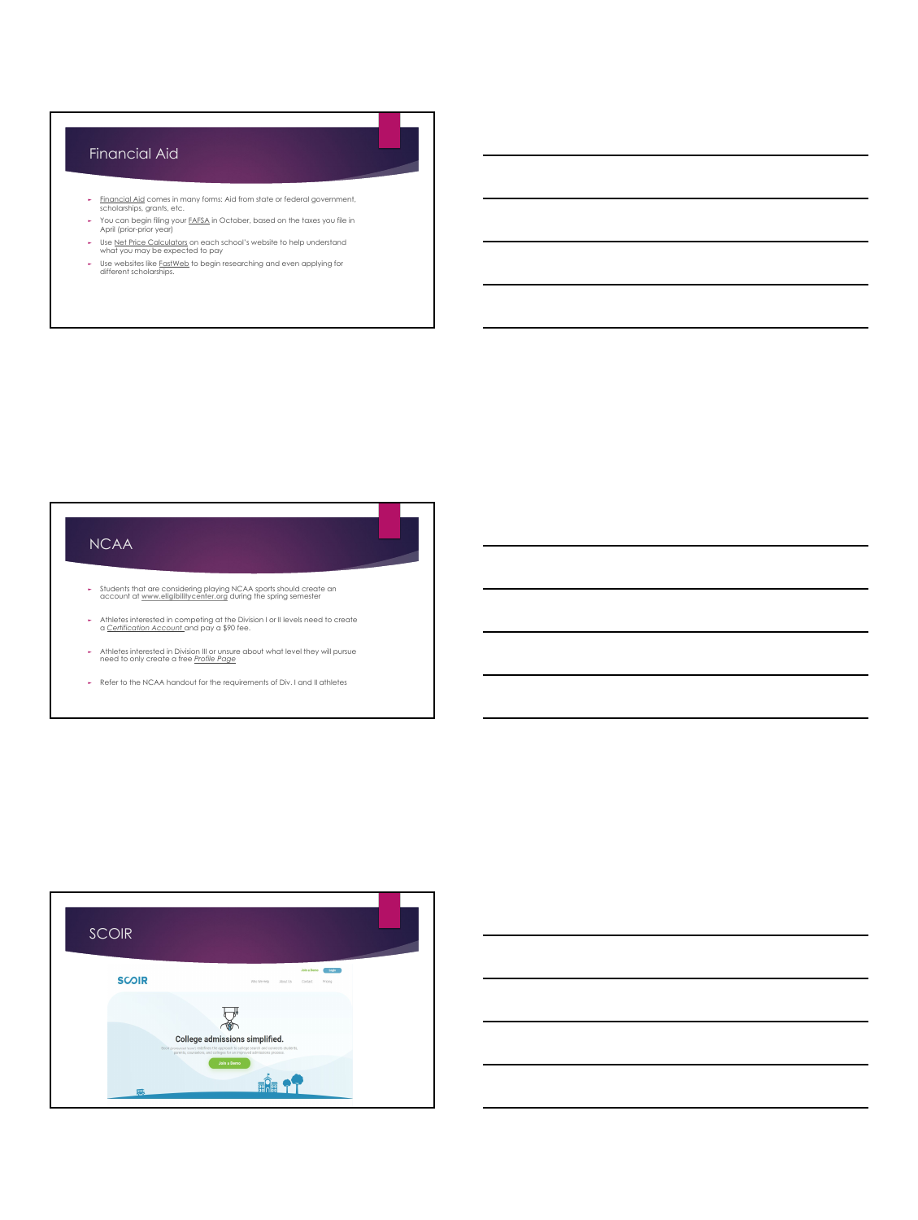## Financial Aid

- Financial Aid comes in many forms: Aid from state or federal government, scholarships, grants, etc.
- You can begin filing your FAFSA in October, based on the taxes you file in April (prior-prior year)
- Use Net Price Calculators on each school's website to help understand what you may be expected to pay
- Use websites like FastWeb to begin researching and even applying for different scholarships.

## NCAA

- Students that are considering playing NCAA sports should create an account at www.eligibilitycenter.org during the spring semester
- Athletes interested in competing at the Division I or II levels need to create a *Certification Account* and pay a $90 fee.
- Athletes interested in Division III or unsure about what level they will pursue need to only create a free *Profile Page*
- Refer to the NCAA handout for the requirements of Div. I and II athletes

## SCOIR

SCOIR

College admissions simplified.

Join a Demo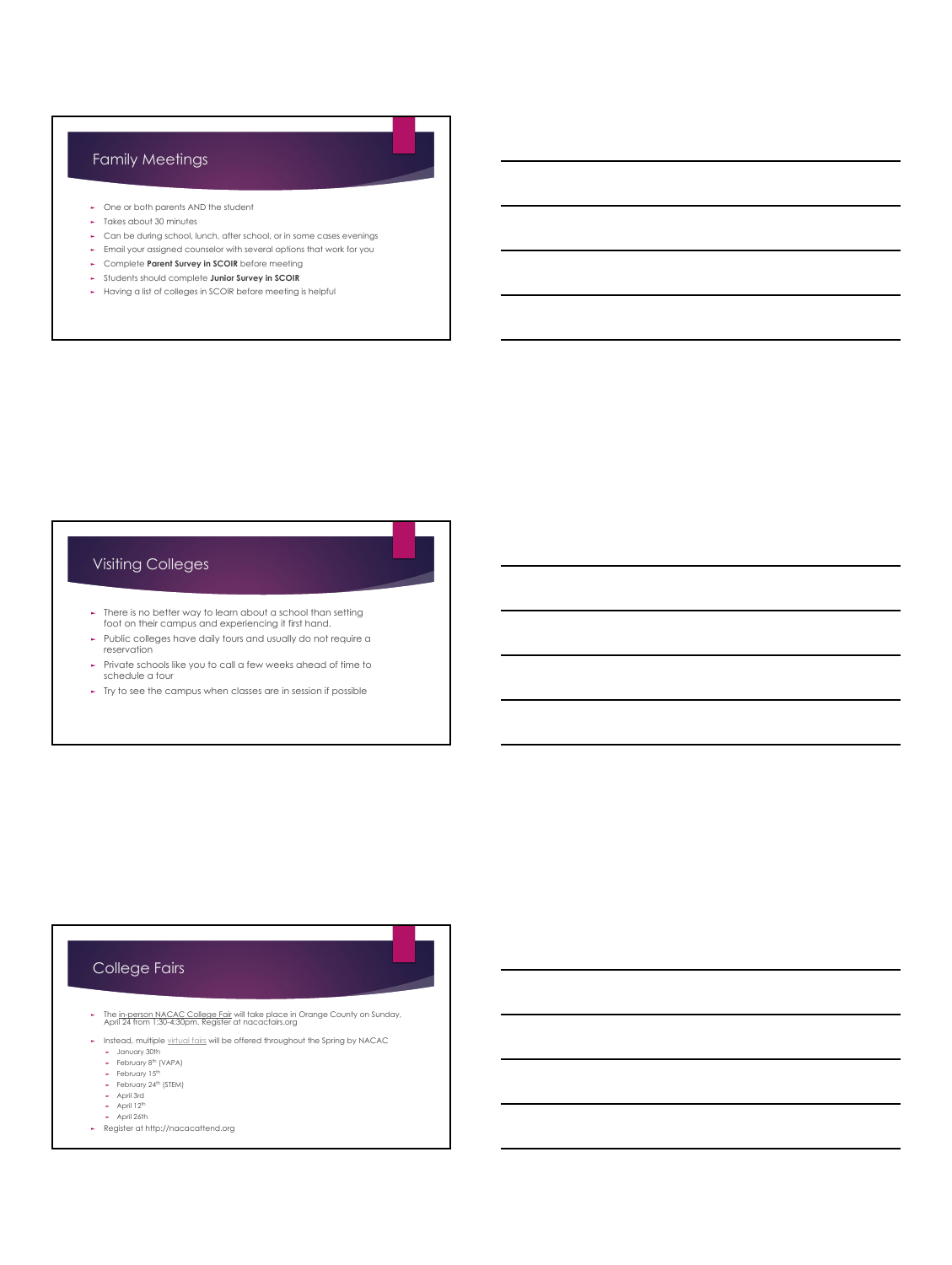## Family Meetings

- One or both parents AND the student
- Takes about 30 minutes
- Can be during school, lunch, after school, or in some cases evenings
- Email your assigned counselor with several options that work for you
- Complete **Parent Survey in SCOIR** before meeting
- Students should complete **Junior Survey in SCOIR**
- Having a list of colleges in SCOIR before meeting is helpful

## Visiting Colleges

- There is no better way to learn about a school than setting foot on their campus and experiencing it first hand.
- Public colleges have daily tours and usually do not require a reservation
- Private schools like you to call a few weeks ahead of time to schedule a tour
- Try to see the campus when classes are in session if possible

## College Fairs

- The in-person NACAC College Fair will take place in Orange County on Sunday, April 24 from 1:30-4:30pm. Register at nacacfairs.org
- Instead, multiple virtual fairs will be offered throughout the Spring by NACAC
  - January 30th
  - February 8th (VAPA)
  - February 15th
  - February 24th (STEM)
  - April 3rd
  - April 12th
  - April 26th
- Register at http://nacacattend.org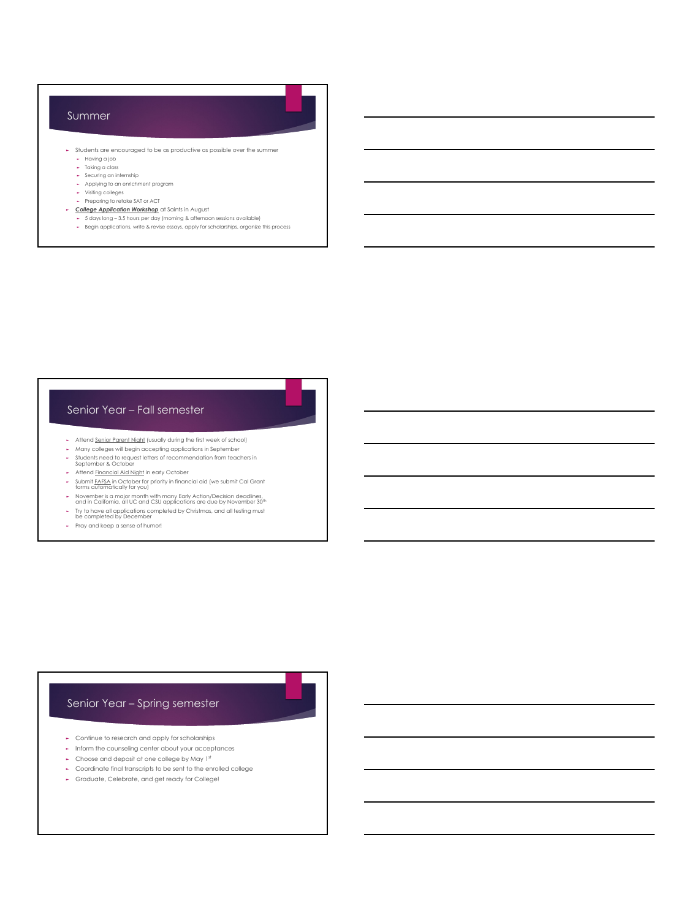## Summer

- Students are encouraged to be as productive as possible over the summer
  - Having a job
  - Taking a class
  - Securing an internship
  - Applying to an enrichment program
  - Visiting colleges
  - Preparing to retake SAT or ACT
- ***College Application Workshop*** at Saints in August
  - 5 days long – 3.5 hours per day (morning & afternoon sessions available)
  - Begin applications, write & revise essays, apply for scholarships, organize this process

## Senior Year – Fall semester

- Attend Senior Parent Night (usually during the first week of school)
- Many colleges will begin accepting applications in September
- Students need to request letters of recommendation from teachers in September & October
- Attend Financial Aid Night in early October
- Submit FAFSA in October for priority in financial aid (we submit Cal Grant forms automatically for you)
- November is a major month with many Early Action/Decision deadlines, and in California, all UC and CSU applications are due by November 30th
- Try to have all applications completed by Christmas, and all testing must be completed by December
- Pray and keep a sense of humor!

## Senior Year – Spring semester

- Continue to research and apply for scholarships
- Inform the counseling center about your acceptances
- Choose and deposit at one college by May 1st
- Coordinate final transcripts to be sent to the enrolled college
- Graduate, Celebrate, and get ready for College!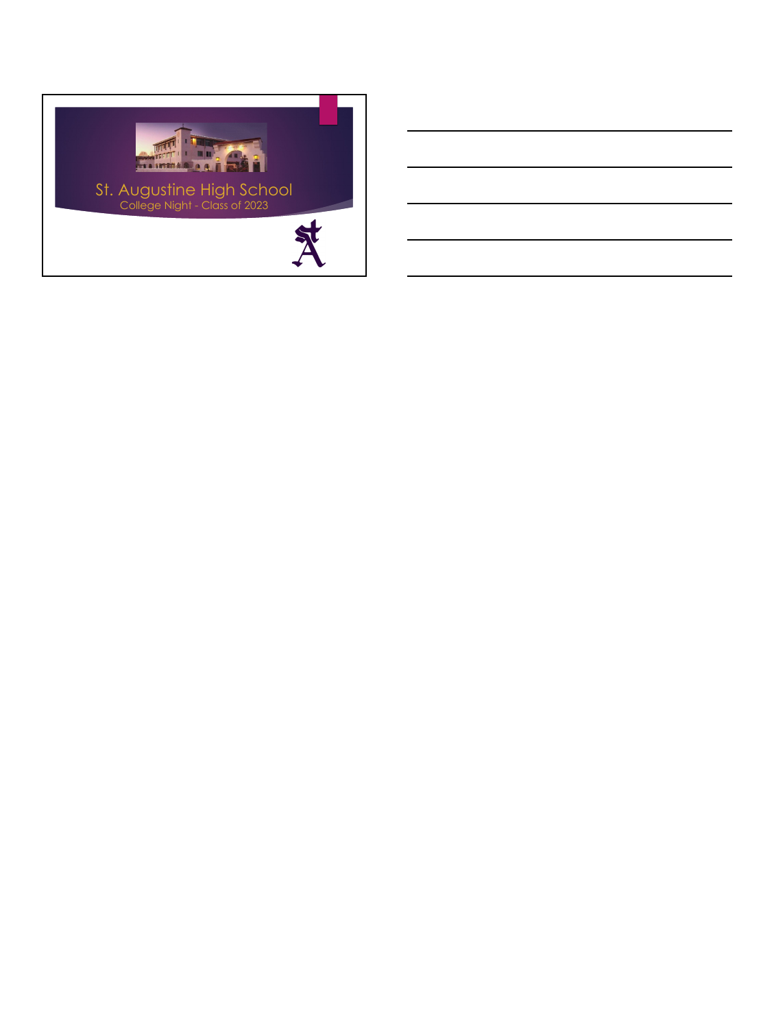St. Augustine High School

College Night - Class of 2023